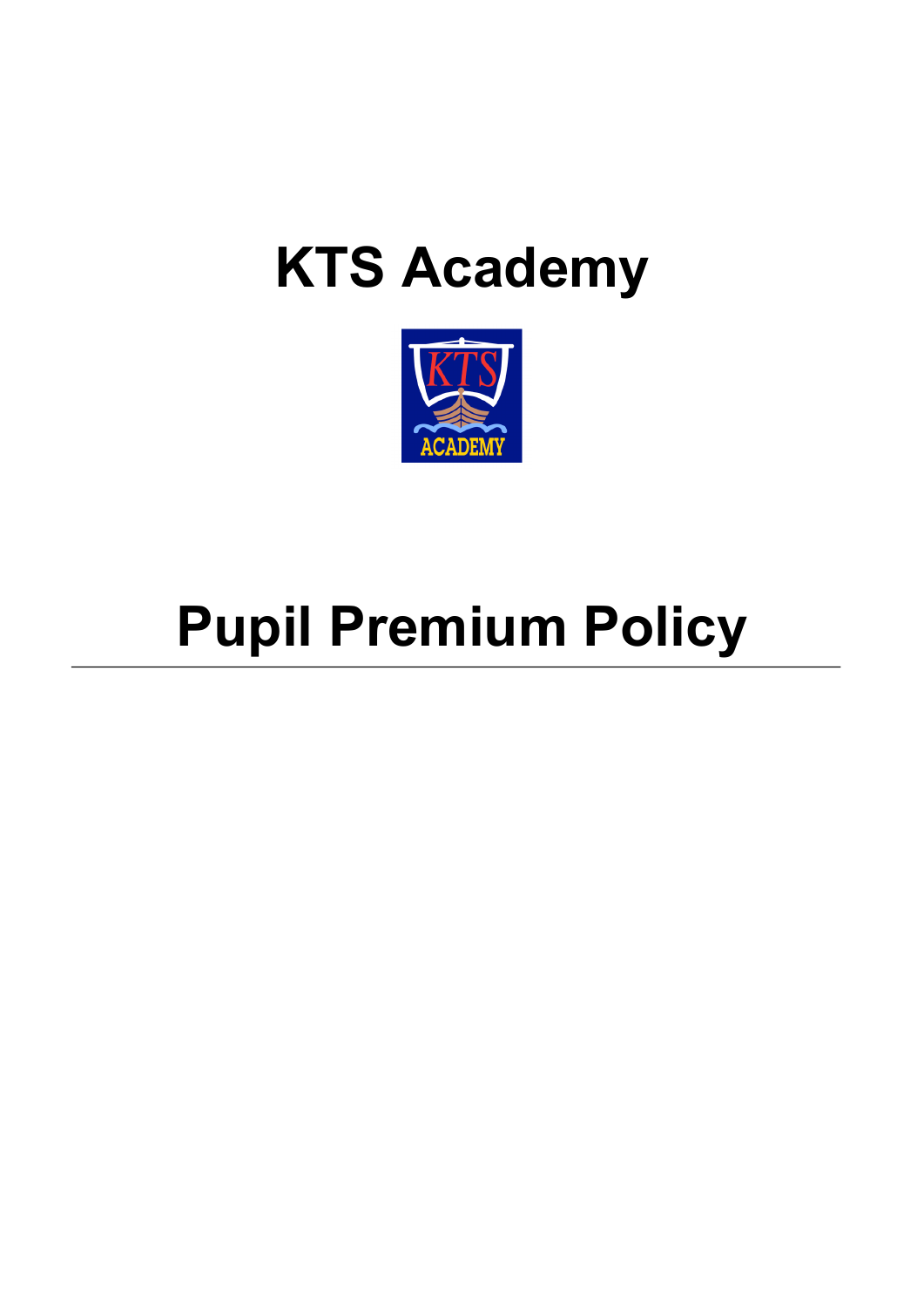# KTS Academy

# Pupil Premium Policy

---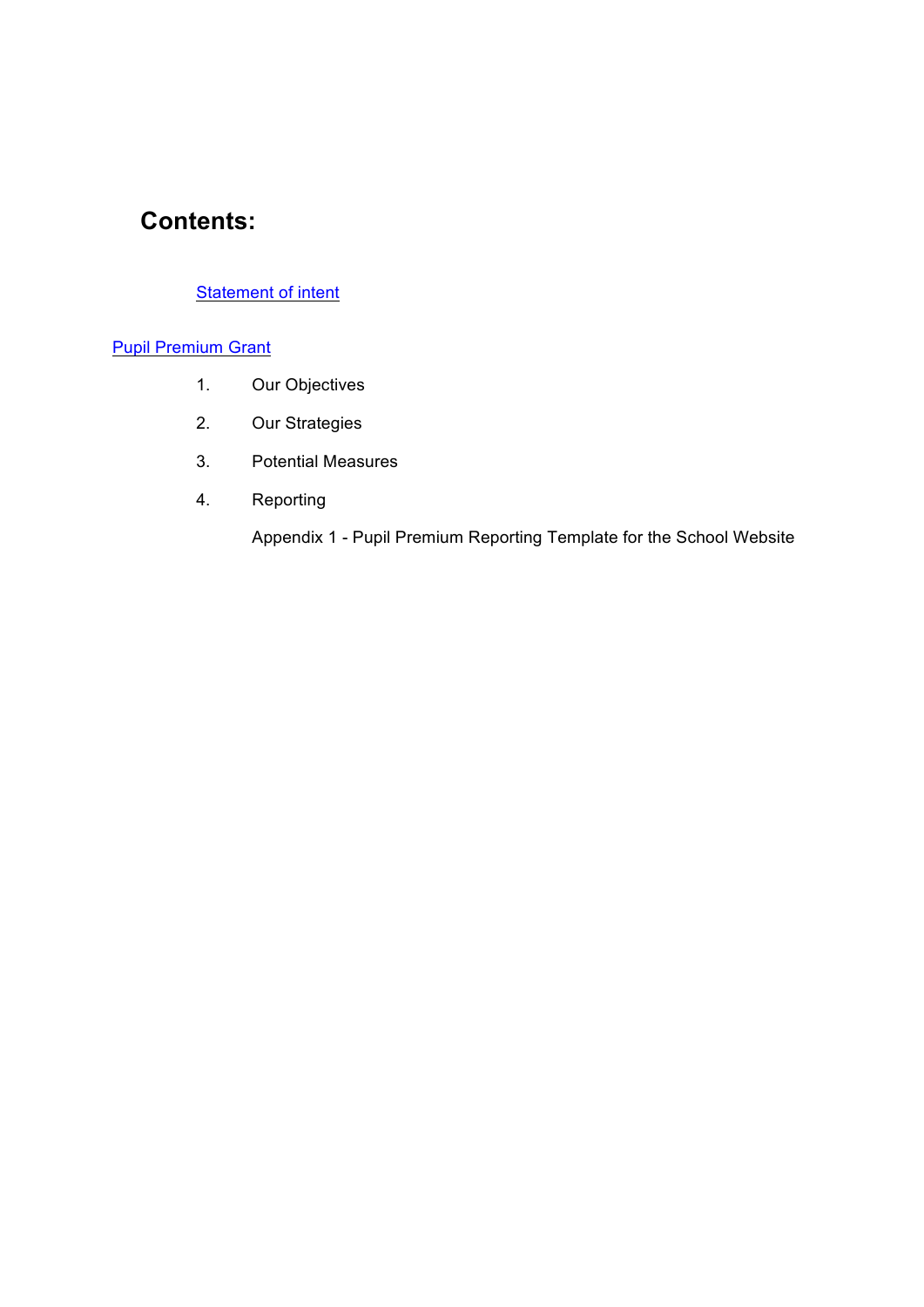## Contents:

[Statement of intent]

[Pupil Premium Grant]

1. Our Objectives
2. Our Strategies
3. Potential Measures
4. Reporting

Appendix 1 - Pupil Premium Reporting Template for the School Website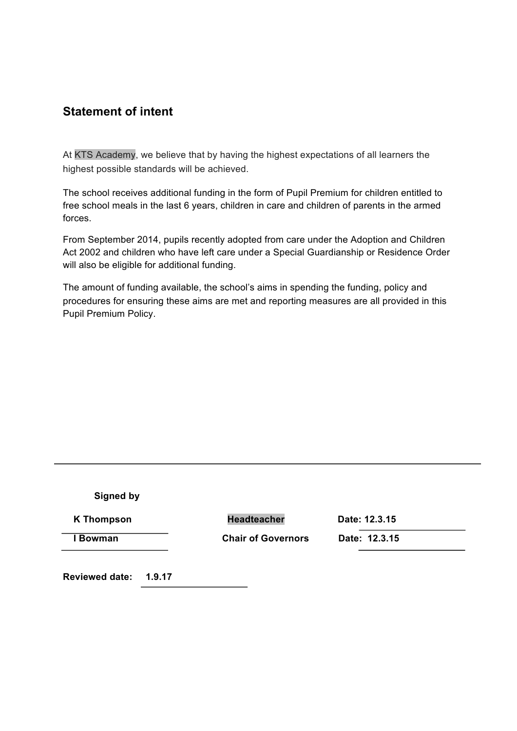## Statement of intent

At KTS Academy, we believe that by having the highest expectations of all learners the highest possible standards will be achieved.

The school receives additional funding in the form of Pupil Premium for children entitled to free school meals in the last 6 years, children in care and children of parents in the armed forces.

From September 2014, pupils recently adopted from care under the Adoption and Children Act 2002 and children who have left care under a Special Guardianship or Residence Order will also be eligible for additional funding.

The amount of funding available, the school's aims in spending the funding, policy and procedures for ensuring these aims are met and reporting measures are all provided in this Pupil Premium Policy.

---

**Signed by**

| | | |
|---|---|---|
| **K Thompson** | **Headteacher** | **Date: 12.3.15** |
| **I Bowman** | **Chair of Governors** | **Date: 12.3.15** |

**Reviewed date:** **1.9.17**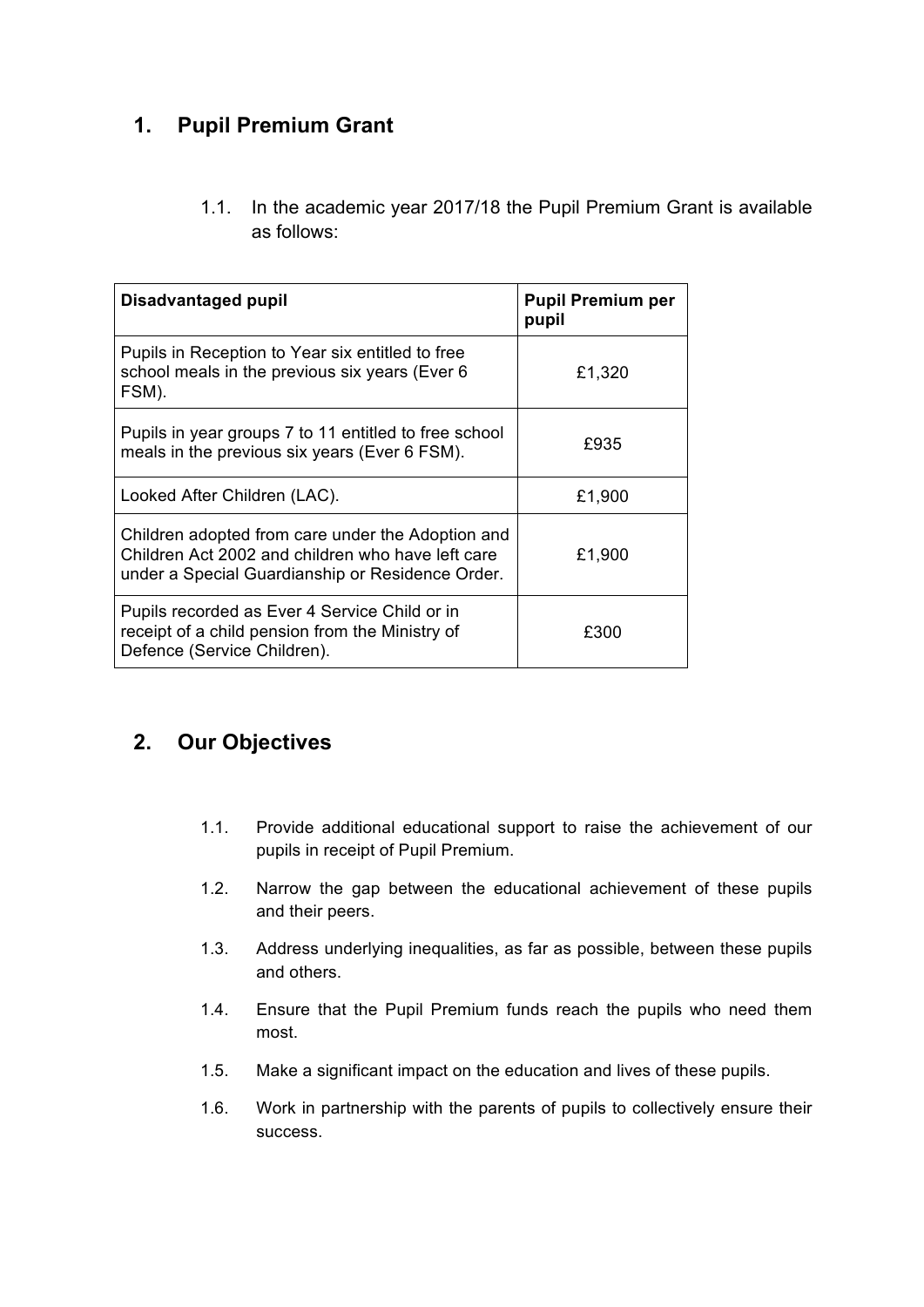## 1. Pupil Premium Grant

1.1. In the academic year 2017/18 the Pupil Premium Grant is available as follows:

| **Disadvantaged pupil** | **Pupil Premium per pupil** |
|---|---|
| Pupils in Reception to Year six entitled to free school meals in the previous six years (Ever 6 FSM). | £1,320 |
| Pupils in year groups 7 to 11 entitled to free school meals in the previous six years (Ever 6 FSM). | £935 |
| Looked After Children (LAC). | £1,900 |
| Children adopted from care under the Adoption and Children Act 2002 and children who have left care under a Special Guardianship or Residence Order. | £1,900 |
| Pupils recorded as Ever 4 Service Child or in receipt of a child pension from the Ministry of Defence (Service Children). | £300 |

## 2. Our Objectives

1.1. Provide additional educational support to raise the achievement of our pupils in receipt of Pupil Premium.

1.2. Narrow the gap between the educational achievement of these pupils and their peers.

1.3. Address underlying inequalities, as far as possible, between these pupils and others.

1.4. Ensure that the Pupil Premium funds reach the pupils who need them most.

1.5. Make a significant impact on the education and lives of these pupils.

1.6. Work in partnership with the parents of pupils to collectively ensure their success.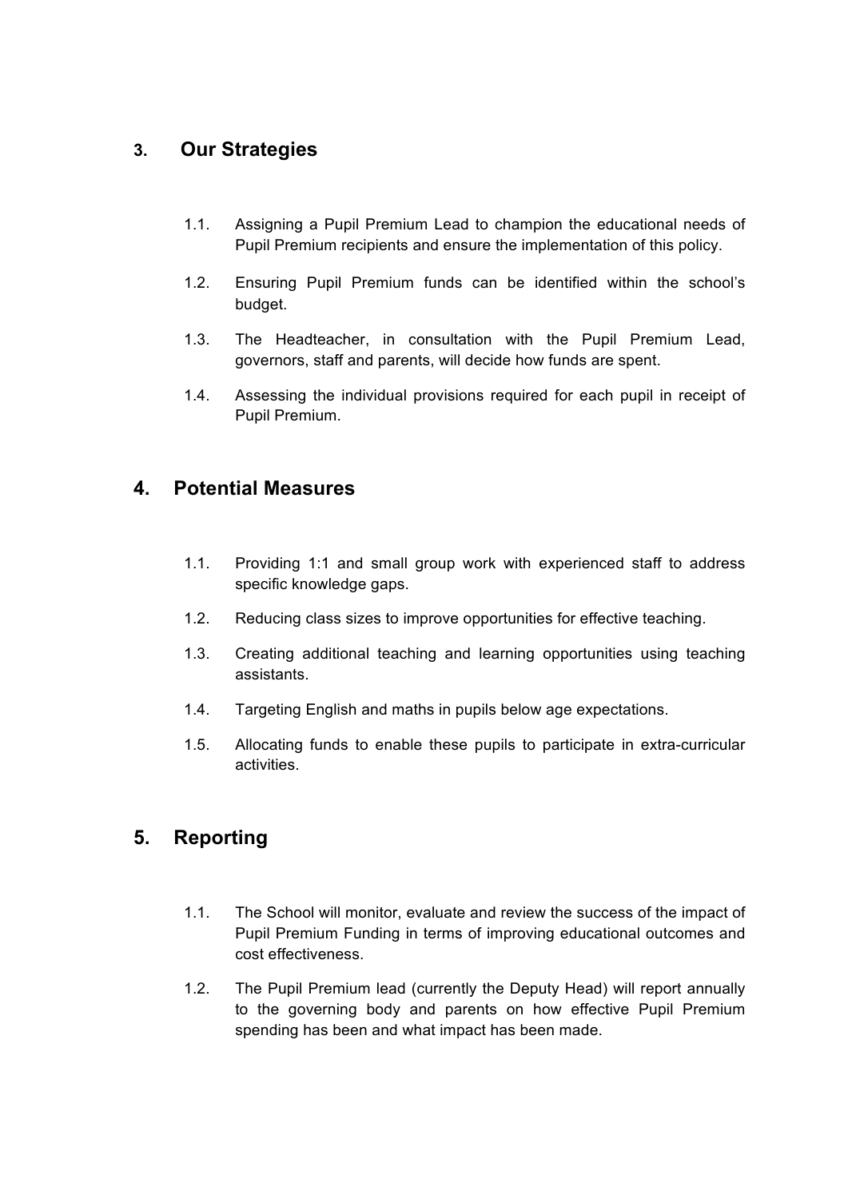## 3. Our Strategies

1.1. Assigning a Pupil Premium Lead to champion the educational needs of Pupil Premium recipients and ensure the implementation of this policy.

1.2. Ensuring Pupil Premium funds can be identified within the school's budget.

1.3. The Headteacher, in consultation with the Pupil Premium Lead, governors, staff and parents, will decide how funds are spent.

1.4. Assessing the individual provisions required for each pupil in receipt of Pupil Premium.

## 4. Potential Measures

1.1. Providing 1:1 and small group work with experienced staff to address specific knowledge gaps.

1.2. Reducing class sizes to improve opportunities for effective teaching.

1.3. Creating additional teaching and learning opportunities using teaching assistants.

1.4. Targeting English and maths in pupils below age expectations.

1.5. Allocating funds to enable these pupils to participate in extra-curricular activities.

## 5. Reporting

1.1. The School will monitor, evaluate and review the success of the impact of Pupil Premium Funding in terms of improving educational outcomes and cost effectiveness.

1.2. The Pupil Premium lead (currently the Deputy Head) will report annually to the governing body and parents on how effective Pupil Premium spending has been and what impact has been made.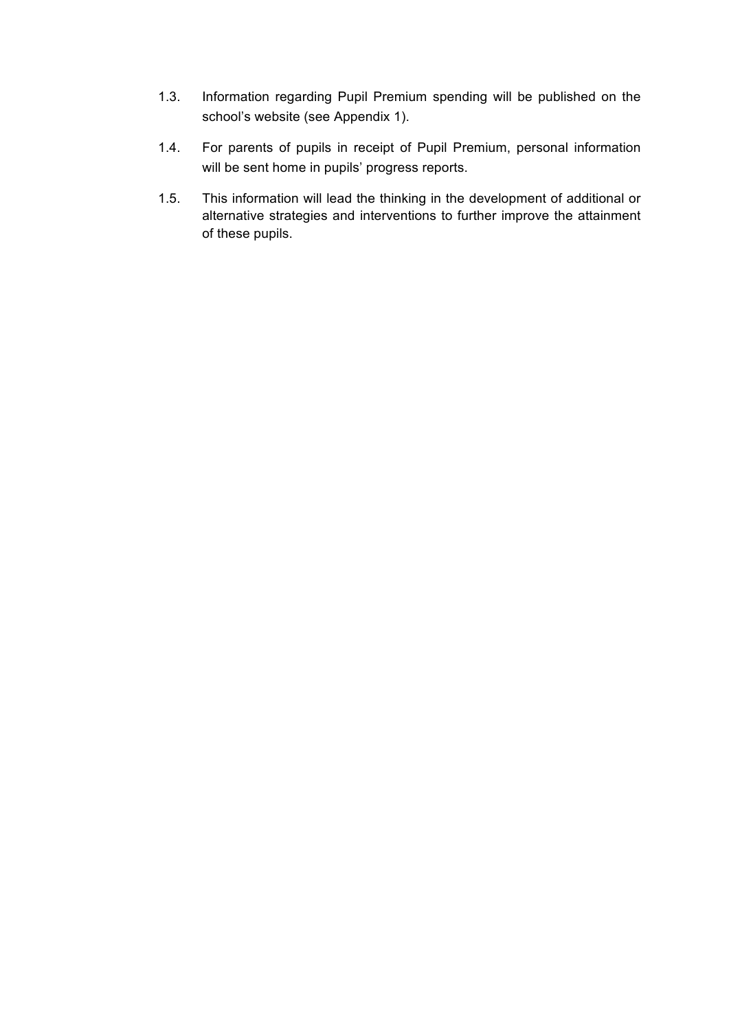1.3. Information regarding Pupil Premium spending will be published on the school's website (see Appendix 1).

1.4. For parents of pupils in receipt of Pupil Premium, personal information will be sent home in pupils' progress reports.

1.5. This information will lead the thinking in the development of additional or alternative strategies and interventions to further improve the attainment of these pupils.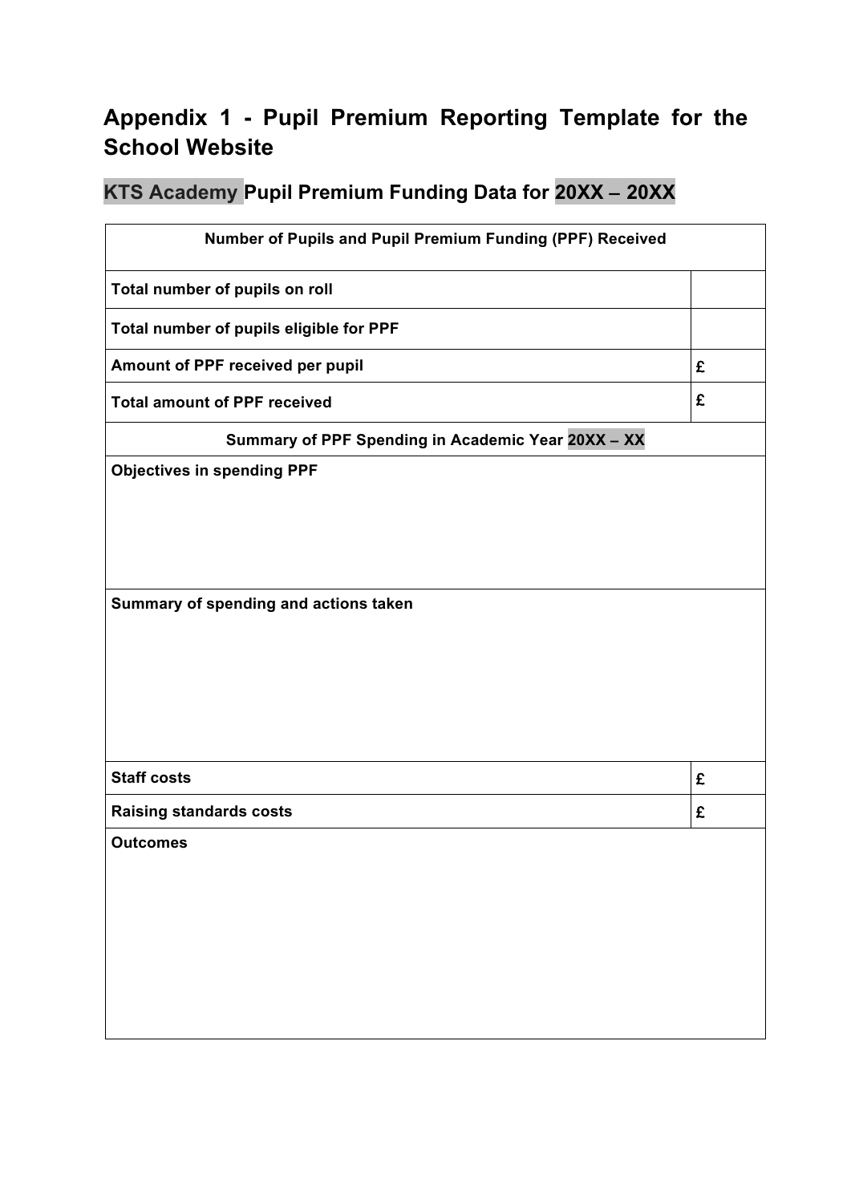## Appendix 1 - Pupil Premium Reporting Template for the School Website

### KTS Academy Pupil Premium Funding Data for 20XX – 20XX

| Number of Pupils and Pupil Premium Funding (PPF) Received | |
|---|---|
| **Total number of pupils on roll** | |
| **Total number of pupils eligible for PPF** | |
| **Amount of PPF received per pupil** | £ |
| **Total amount of PPF received** | £ |
| **Summary of PPF Spending in Academic Year 20XX – XX** | |
| **Objectives in spending PPF** | |
| **Summary of spending and actions taken** | |
| **Staff costs** | £ |
| **Raising standards costs** | £ |
| **Outcomes** | |